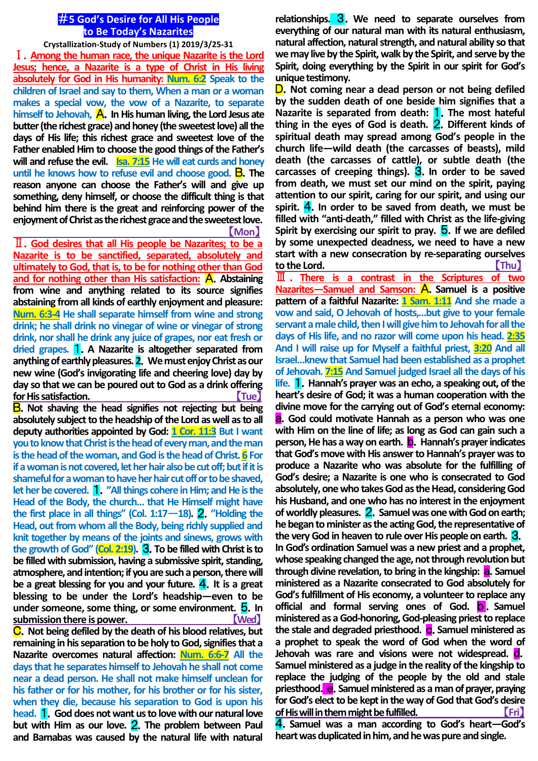# ＃5 God's Desire for All His People to Be Today's Nazarites

**Crystallization-Study of Numbers (1) 2019/3/25-31**

**Ⅰ. Among the human race, the unique Nazarite is the Lord Jesus; hence, a Nazarite is a type of Christ in His living absolutely for God in His humanity:** Num. 6:2 Speak to the children of Israel and say to them, When a man or a woman makes a special vow, the vow of a Nazarite, to separate himself to Jehovah, **A.** In His human living, the Lord Jesus ate butter (the richest grace) and honey (the sweetest love) all the days of His life; this richest grace and sweetest love of the Father enabled Him to choose the good things of the Father's will and refuse the evil. Isa. 7:15 He will eat curds and honey until he knows how to refuse evil and choose good. **B.** The reason anyone can choose the Father's will and give up something, deny himself, or choose the difficult thing is that behind him there is the great and reinforcing power of the enjoyment of Christ as the richest grace and the sweetest love. 【Mon】

**Ⅱ. God desires that all His people be Nazarites; to be a Nazarite is to be sanctified, separated, absolutely and ultimately to God, that is, to be for nothing other than God and for nothing other than His satisfaction:** **A.** Abstaining from wine and anything related to its source signifies abstaining from all kinds of earthly enjoyment and pleasure: Num. 6:3-4 He shall separate himself from wine and strong drink; he shall drink no vinegar of wine or vinegar of strong drink, nor shall he drink any juice of grapes, nor eat fresh or dried grapes. **1.** A Nazarite is altogether separated from anything of earthly pleasures. **2.** We must enjoy Christ as our new wine (God's invigorating life and cheering love) day by day so that we can be poured out to God as a drink offering for His satisfaction. 【Tue】

**B.** Not shaving the head signifies not rejecting but being absolutely subject to the headship of the Lord as well as to all deputy authorities appointed by God: 1 Cor. 11:3 But I want you to know that Christ is the head of every man, and the man is the head of the woman, and God is the head of Christ. 6 For if a woman is not covered, let her hair also be cut off; but if it is shameful for a woman to have her hair cut off or to be shaved, let her be covered. **1.** "All things cohere in Him; and He is the Head of the Body, the church… that He Himself might have the first place in all things" (Col. 1:17—18). **2.** "Holding the Head, out from whom all the Body, being richly supplied and knit together by means of the joints and sinews, grows with the growth of God" (Col. 2:19). **3.** To be filled with Christ is to be filled with submission, having a submissive spirit, standing, atmosphere, and intention; if you are such a person, there will be a great blessing for you and your future. **4.** It is a great blessing to be under the Lord's headship—even to be under someone, some thing, or some environment. **5.** In submission there is power. 【Wed】

**C.** Not being defiled by the death of his blood relatives, but remaining in his separation to be holy to God, signifies that a Nazarite overcomes natural affection: Num. 6:6-7 All the days that he separates himself to Jehovah he shall not come near a dead person. He shall not make himself unclean for his father or for his mother, for his brother or for his sister, when they die, because his separation to God is upon his head. **1.** God does not want us to love with our natural love but with Him as our love. **2.** The problem between Paul and Barnabas was caused by the natural life with natural relationships. **3.** We need to separate ourselves from everything of our natural man with its natural enthusiasm, natural affection, natural strength, and natural ability so that we may live by the Spirit, walk by the Spirit, and serve by the Spirit, doing everything by the Spirit in our spirit for God's unique testimony.

**D.** Not coming near a dead person or not being defiled by the sudden death of one beside him signifies that a Nazarite is separated from death: **1.** The most hateful thing in the eyes of God is death. **2.** Different kinds of spiritual death may spread among God's people in the church life—wild death (the carcasses of beasts), mild death (the carcasses of cattle), or subtle death (the carcasses of creeping things). **3.** In order to be saved from death, we must set our mind on the spirit, paying attention to our spirit, caring for our spirit, and using our spirit. **4.** In order to be saved from death, we must be filled with "anti-death," filled with Christ as the life-giving Spirit by exercising our spirit to pray. **5.** If we are defiled by some unexpected deadness, we need to have a new start with a new consecration by re-separating ourselves to the Lord. 【Thu】

**Ⅲ. There is a contrast in the Scriptures of two Nazarites—Samuel and Samson:** **A.** Samuel is a positive pattern of a faithful Nazarite: 1 Sam. 1:11 And she made a vow and said, O Jehovah of hosts,…but give to your female servant a male child, then I will give him to Jehovah for all the days of His life, and no razor will come upon his head. 2:35 And I will raise up for Myself a faithful priest, 3:20 And all Israel…knew that Samuel had been established as a prophet of Jehovah. 7:15 And Samuel judged Israel all the days of his life. **1.** Hannah's prayer was an echo, a speaking out, of the heart's desire of God; it was a human cooperation with the divine move for the carrying out of God's eternal economy: **a.** God could motivate Hannah as a person who was one with Him on the line of life; as long as God can gain such a person, He has a way on earth. **b.** Hannah's prayer indicates that God's move with His answer to Hannah's prayer was to produce a Nazarite who was absolute for the fulfilling of God's desire; a Nazarite is one who is consecrated to God absolutely, one who takes God as the Head, considering God his Husband, and one who has no interest in the enjoyment of worldly pleasures. **2.** Samuel was one with God on earth; he began to minister as the acting God, the representative of the very God in heaven to rule over His people on earth. **3.** In God's ordination Samuel was a new priest and a prophet, whose speaking changed the age, not through revolution but through divine revelation, to bring in the kingship: **a.** Samuel ministered as a Nazarite consecrated to God absolutely for God's fulfillment of His economy, a volunteer to replace any official and formal serving ones of God. **b.** Samuel ministered as a God-honoring, God-pleasing priest to replace the stale and degraded priesthood. **c.** Samuel ministered as a prophet to speak the word of God when the word of Jehovah was rare and visions were not widespread. **d.** Samuel ministered as a judge in the reality of the kingship to replace the judging of the people by the old and stale priesthood. **e.** Samuel ministered as a man of prayer, praying for God's elect to be kept in the way of God that God's desire of His will in them might be fulfilled. 【Fri】

**4.** Samuel was a man according to God's heart—God's heart was duplicated in him, and he was pure and single.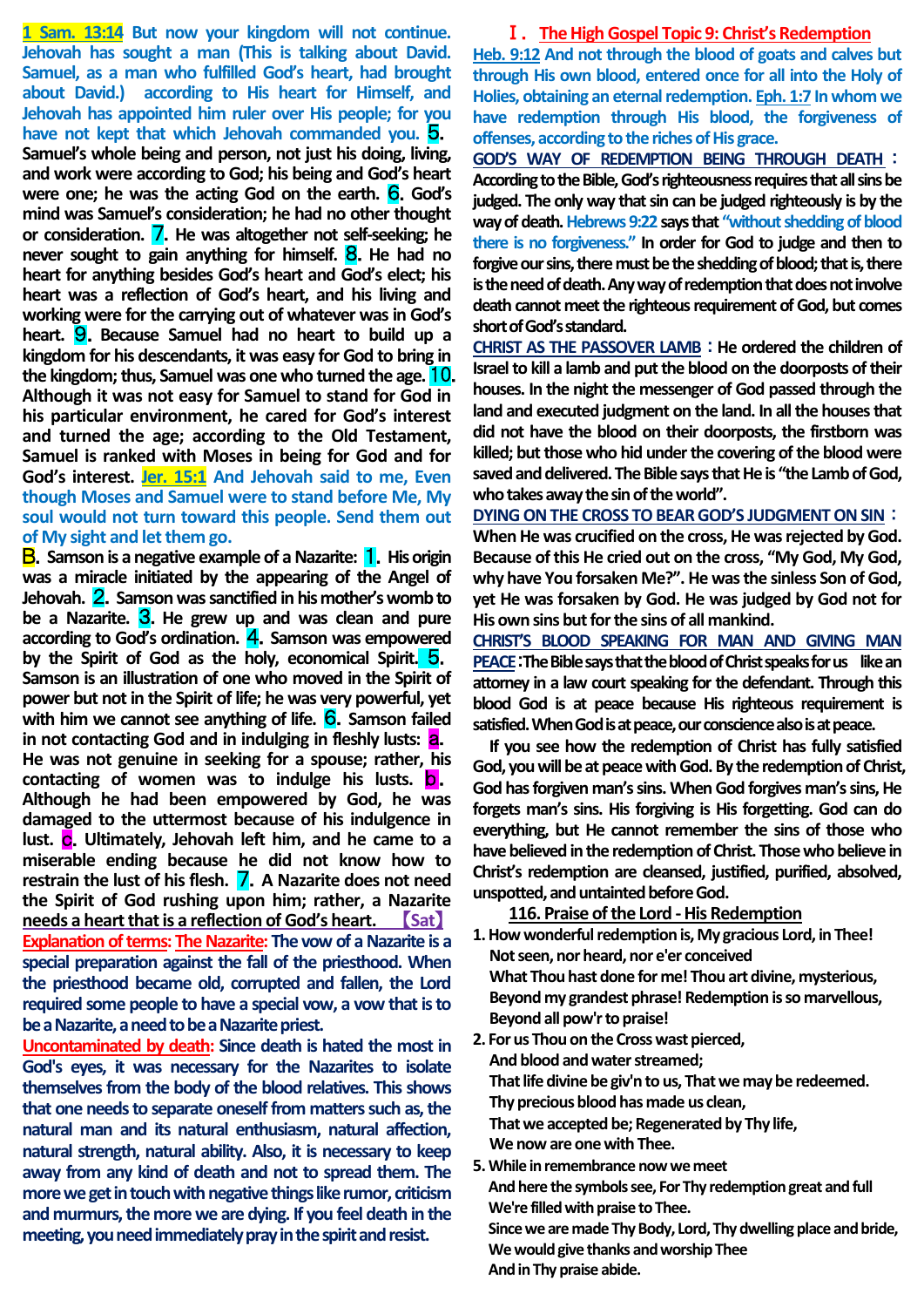**1 Sam. 13:14 But now your kingdom will not continue. Jehovah has sought a man (This is talking about David. Samuel, as a man who fulfilled God's heart, had brought about David.) according to His heart for Himself, and Jehovah has appointed him ruler over His people; for you have not kept that which Jehovah commanded you.** **5**. Samuel's whole being and person, not just his doing, living, and work were according to God; his being and God's heart were one; he was the acting God on the earth. **6**. God's mind was Samuel's consideration; he had no other thought or consideration. **7**. He was altogether not self-seeking; he never sought to gain anything for himself. **8**. He had no heart for anything besides God's heart and God's elect; his heart was a reflection of God's heart, and his living and working were for the carrying out of whatever was in God's heart. **9**. Because Samuel had no heart to build up a kingdom for his descendants, it was easy for God to bring in the kingdom; thus, Samuel was one who turned the age. **10**. Although it was not easy for Samuel to stand for God in his particular environment, he cared for God's interest and turned the age; according to the Old Testament, Samuel is ranked with Moses in being for God and for God's interest. **Jer. 15:1 And Jehovah said to me, Even though Moses and Samuel were to stand before Me, My soul would not turn toward this people. Send them out of My sight and let them go.**

**B**. **Samson is a negative example of a Nazarite:** **1**. His origin was a miracle initiated by the appearing of the Angel of Jehovah. **2**. Samson was sanctified in his mother's womb to be a Nazarite. **3**. He grew up and was clean and pure according to God's ordination. **4**. Samson was empowered by the Spirit of God as the holy, economical Spirit. **5**. Samson is an illustration of one who moved in the Spirit of power but not in the Spirit of life; he was very powerful, yet with him we cannot see anything of life. **6**. Samson failed in not contacting God and in indulging in fleshly lusts: **a**. He was not genuine in seeking for a spouse; rather, his contacting of women was to indulge his lusts. **b**. Although he had been empowered by God, he was damaged to the uttermost because of his indulgence in lust. **c**. Ultimately, Jehovah left him, and he came to a miserable ending because he did not know how to restrain the lust of his flesh. **7**. A Nazarite does not need the Spirit of God rushing upon him; rather, a Nazarite needs a heart that is a reflection of God's heart. 【Sat】

**Explanation of terms: The Nazarite:** The vow of a Nazarite is a special preparation against the fall of the priesthood. When the priesthood became old, corrupted and fallen, the Lord required some people to have a special vow, a vow that is to be a Nazarite, a need to be a Nazarite priest.

**Uncontaminated by death:** Since death is hated the most in God's eyes, it was necessary for the Nazarites to isolate themselves from the body of the blood relatives. This shows that one needs to separate oneself from matters such as, the natural man and its natural enthusiasm, natural affection, natural strength, natural ability. Also, it is necessary to keep away from any kind of death and not to spread them. The more we get in touch with negative things like rumor, criticism and murmurs, the more we are dying. If you feel death in the meeting, you need immediately pray in the spirit and resist.

## Ⅰ. The High Gospel Topic 9: Christ's Redemption

**Heb. 9:12 And not through the blood of goats and calves but through His own blood, entered once for all into the Holy of Holies, obtaining an eternal redemption. Eph. 1:7 In whom we have redemption through His blood, the forgiveness of offenses, according to the riches of His grace.**

**GOD'S WAY OF REDEMPTION BEING THROUGH DEATH：** According to the Bible, God's righteousness requires that all sins be judged. The only way that sin can be judged righteously is by the way of death. Hebrews 9:22 says that "without shedding of blood there is no forgiveness." In order for God to judge and then to forgive our sins, there must be the shedding of blood; that is, there is the need of death. Any way of redemption that does not involve death cannot meet the righteous requirement of God, but comes short of God's standard.

**CHRIST AS THE PASSOVER LAMB：** He ordered the children of Israel to kill a lamb and put the blood on the doorposts of their houses. In the night the messenger of God passed through the land and executed judgment on the land. In all the houses that did not have the blood on their doorposts, the firstborn was killed; but those who hid under the covering of the blood were saved and delivered. The Bible says that He is "the Lamb of God, who takes away the sin of the world".

**DYING ON THE CROSS TO BEAR GOD'S JUDGMENT ON SIN：** When He was crucified on the cross, He was rejected by God. Because of this He cried out on the cross, "My God, My God, why have You forsaken Me?". He was the sinless Son of God, yet He was forsaken by God. He was judged by God not for His own sins but for the sins of all mankind.

**CHRIST'S BLOOD SPEAKING FOR MAN AND GIVING MAN PEACE：** The Bible says that the blood of Christ speaks for us like an attorney in a law court speaking for the defendant. Through this blood God is at peace because His righteous requirement is satisfied. When God is at peace, our conscience also is at peace.

If you see how the redemption of Christ has fully satisfied God, you will be at peace with God. By the redemption of Christ, God has forgiven man's sins. When God forgives man's sins, He forgets man's sins. His forgiving is His forgetting. God can do everything, but He cannot remember the sins of those who have believed in the redemption of Christ. Those who believe in Christ's redemption are cleansed, justified, purified, absolved, unspotted, and untainted before God.

### 116. Praise of the Lord - His Redemption

1. How wonderful redemption is, My gracious Lord, in Thee!
   Not seen, nor heard, nor e'er conceived
   What Thou hast done for me! Thou art divine, mysterious,
   Beyond my grandest phrase! Redemption is so marvellous,
   Beyond all pow'r to praise!
2. For us Thou on the Cross wast pierced,
   And blood and water streamed;
   That life divine be giv'n to us, That we may be redeemed.
   Thy precious blood has made us clean,
   That we accepted be; Regenerated by Thy life,
   We now are one with Thee.
5. While in remembrance now we meet
   And here the symbols see, For Thy redemption great and full
   We're filled with praise to Thee.
   Since we are made Thy Body, Lord, Thy dwelling place and bride,
   We would give thanks and worship Thee
   And in Thy praise abide.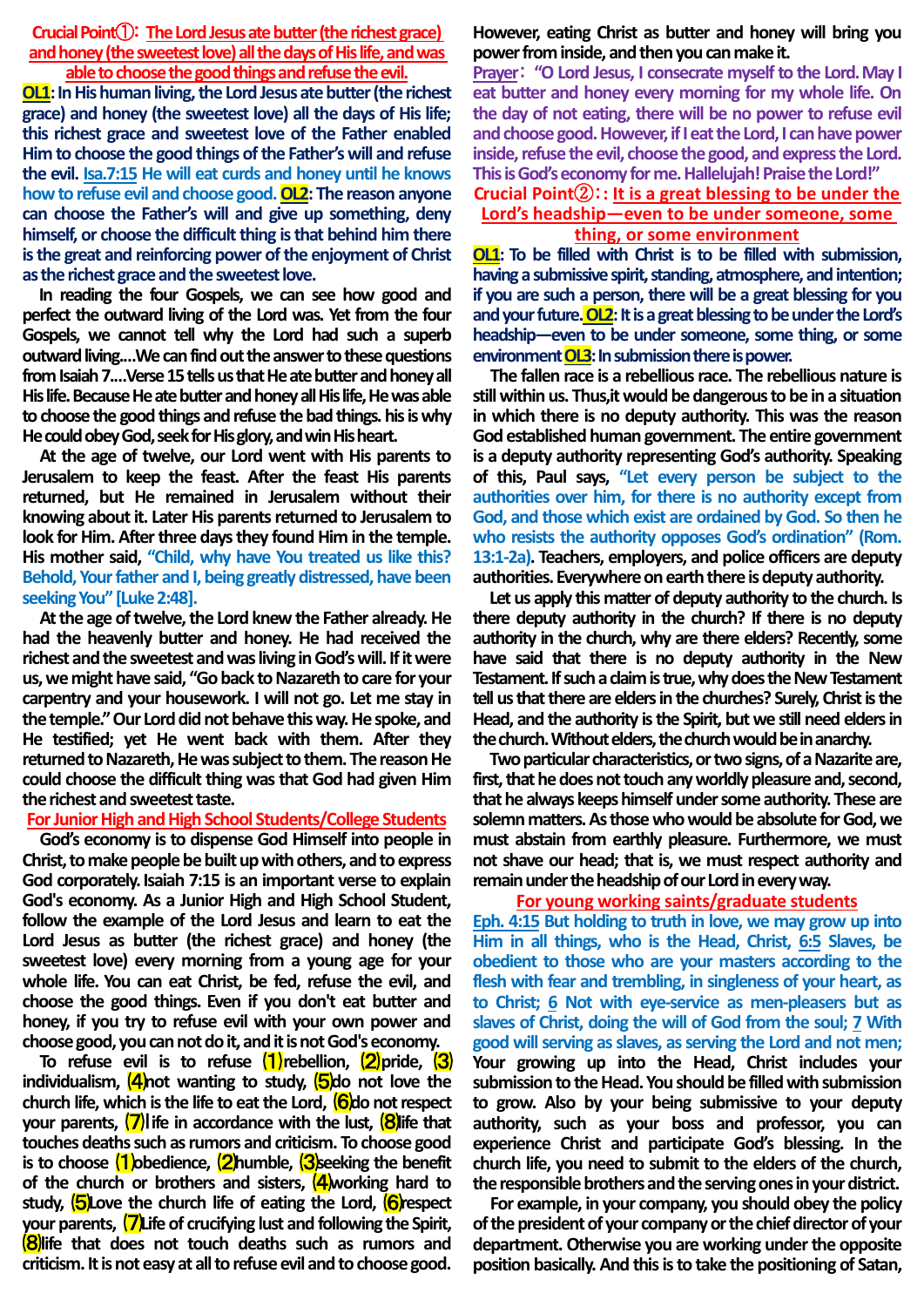## Crucial Point①: The Lord Jesus ate butter (the richest grace) and honey (the sweetest love) all the days of His life, and was able to choose the good things and refuse the evil.

**OL1: In His human living, the Lord Jesus ate butter (the richest grace) and honey (the sweetest love) all the days of His life; this richest grace and sweetest love of the Father enabled Him to choose the good things of the Father's will and refuse the evil. Isa.7:15 He will eat curds and honey until he knows how to refuse evil and choose good. OL2: The reason anyone can choose the Father's will and give up something, deny himself, or choose the difficult thing is that behind him there is the great and reinforcing power of the enjoyment of Christ as the richest grace and the sweetest love.**

In reading the four Gospels, we can see how good and perfect the outward living of the Lord was. Yet from the four Gospels, we cannot tell why the Lord had such a superb outward living....We can find out the answer to these questions from Isaiah 7....Verse 15 tells us that He ate butter and honey all His life. Because He ate butter and honey all His life, He was able to choose the good things and refuse the bad things. his is why He could obey God, seek for His glory, and win His heart.

At the age of twelve, our Lord went with His parents to Jerusalem to keep the feast. After the feast His parents returned, but He remained in Jerusalem without their knowing about it. Later His parents returned to Jerusalem to look for Him. After three days they found Him in the temple. His mother said, "Child, why have You treated us like this? Behold, Your father and I, being greatly distressed, have been seeking You" [Luke 2:48].

At the age of twelve, the Lord knew the Father already. He had the heavenly butter and honey. He had received the richest and the sweetest and was living in God's will. If it were us, we might have said, "Go back to Nazareth to care for your carpentry and your housework. I will not go. Let me stay in the temple." Our Lord did not behave this way. He spoke, and He testified; yet He went back with them. After they returned to Nazareth, He was subject to them. The reason He could choose the difficult thing was that God had given Him the richest and sweetest taste.

### For Junior High and High School Students/College Students

God's economy is to dispense God Himself into people in Christ, to make people be built up with others, and to express God corporately. Isaiah 7:15 is an important verse to explain God's economy. As a Junior High and High School Student, follow the example of the Lord Jesus and learn to eat the Lord Jesus as butter (the richest grace) and honey (the sweetest love) every morning from a young age for your whole life. You can eat Christ, be fed, refuse the evil, and choose the good things. Even if you don't eat butter and honey, if you try to refuse evil with your own power and choose good, you can not do it, and it is not God's economy.

To refuse evil is to refuse (1)rebellion, (2)pride, (3) individualism, (4)not wanting to study, (5)do not love the church life, which is the life to eat the Lord, (6)do not respect your parents, (7)life in accordance with the lust, (8)life that touches deaths such as rumors and criticism. To choose good is to choose (1)obedience, (2)humble, (3)seeking the benefit of the church or brothers and sisters, (4)working hard to study, (5)Love the church life of eating the Lord, (6)respect your parents, (7)Life of crucifying lust and following the Spirit, (8)life that does not touch deaths such as rumors and criticism. It is not easy at all to refuse evil and to choose good. However, eating Christ as butter and honey will bring you power from inside, and then you can make it.

**Prayer: "O Lord Jesus, I consecrate myself to the Lord. May I eat butter and honey every morning for my whole life. On the day of not eating, there will be no power to refuse evil and choose good. However, if I eat the Lord, I can have power inside, refuse the evil, choose the good, and express the Lord. This is God's economy for me. Hallelujah! Praise the Lord!"**

## Crucial Point②: It is a great blessing to be under the Lord's headship—even to be under someone, some thing, or some environment

**OL1: To be filled with Christ is to be filled with submission, having a submissive spirit, standing, atmosphere, and intention; if you are such a person, there will be a great blessing for you and your future. OL2: It is a great blessing to be under the Lord's headship—even to be under someone, some thing, or some environment OL3: In submission there is power.**

The fallen race is a rebellious race. The rebellious nature is still within us. Thus,it would be dangerous to be in a situation in which there is no deputy authority. This was the reason God established human government. The entire government is a deputy authority representing God's authority. Speaking of this, Paul says, "Let every person be subject to the authorities over him, for there is no authority except from God, and those which exist are ordained by God. So then he who resists the authority opposes God's ordination" (Rom. 13:1-2a). Teachers, employers, and police officers are deputy authorities. Everywhere on earth there is deputy authority.

Let us apply this matter of deputy authority to the church. Is there deputy authority in the church? If there is no deputy authority in the church, why are there elders? Recently, some have said that there is no deputy authority in the New Testament. If such a claim is true, why does the New Testament tell us that there are elders in the churches? Surely, Christ is the Head, and the authority is the Spirit, but we still need elders in the church. Without elders, the church would be in anarchy.

Two particular characteristics, or two signs, of a Nazarite are, first, that he does not touch any worldly pleasure and, second, that he always keeps himself under some authority. These are solemn matters. As those who would be absolute for God, we must abstain from earthly pleasure. Furthermore, we must not shave our head; that is, we must respect authority and remain under the headship of our Lord in every way.

### For young working saints/graduate students

Eph. 4:15 But holding to truth in love, we may grow up into Him in all things, who is the Head, Christ, 6:5 Slaves, be obedient to those who are your masters according to the flesh with fear and trembling, in singleness of your heart, as to Christ; 6 Not with eye-service as men-pleasers but as slaves of Christ, doing the will of God from the soul; 7 With good will serving as slaves, as serving the Lord and not men; Your growing up into the Head, Christ includes your submission to the Head. You should be filled with submission to God. Also by your being submissive to your deputy authority, such as your boss and professor, you can experience Christ and participate God's blessing. In the church life, you need to submit to the elders of the church, the responsible brothers and the serving ones in your district.

For example, in your company, you should obey the policy of the president of your company or the chief director of your department. Otherwise you are working under the opposite position basically. And this is to take the positioning of Satan,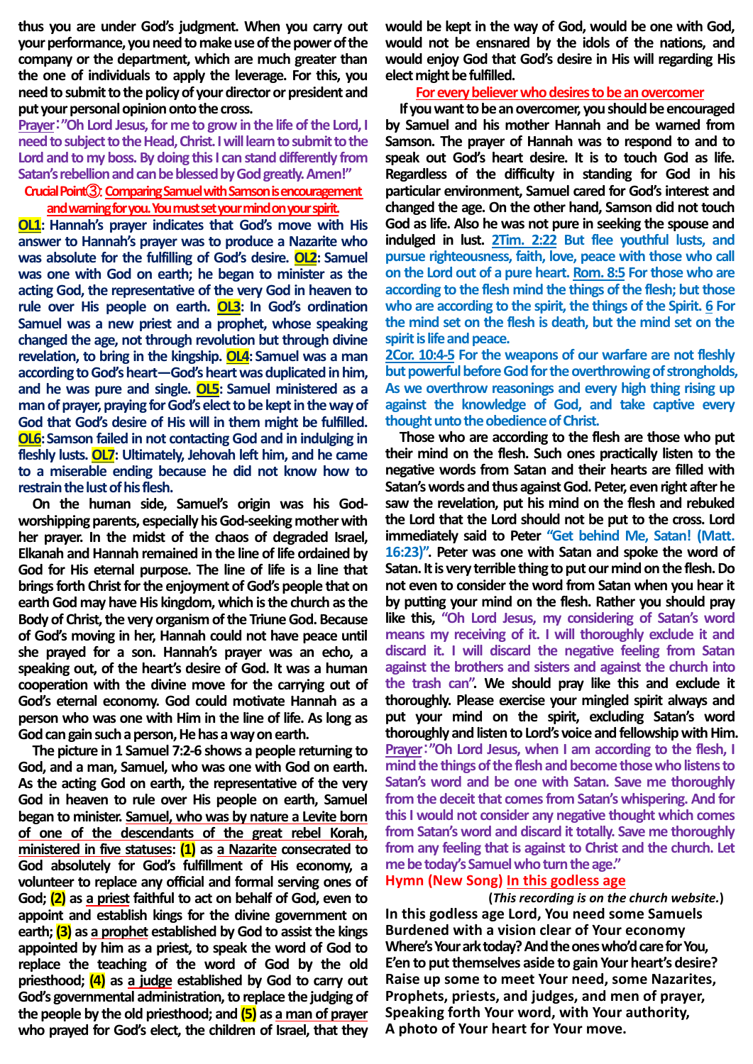thus you are under God's judgment. When you carry out your performance, you need to make use of the power of the company or the department, which are much greater than the one of individuals to apply the leverage. For this, you need to submit to the policy of your director or president and put your personal opinion onto the cross.

Prayer: "Oh Lord Jesus, for me to grow in the life of the Lord, I need to subject to the Head, Christ. I will learn to submit to the Lord and to my boss. By doing this I can stand differently from Satan's rebellion and can be blessed by God greatly. Amen!"

**Crucial Point③: Comparing Samuel with Samson is encouragement and warning for you. You must set your mind on your spirit.**

**OL1**: Hannah's prayer indicates that God's move with His answer to Hannah's prayer was to produce a Nazarite who was absolute for the fulfilling of God's desire. **OL2**: Samuel was one with God on earth; he began to minister as the acting God, the representative of the very God in heaven to rule over His people on earth. **OL3**: In God's ordination Samuel was a new priest and a prophet, whose speaking changed the age, not through revolution but through divine revelation, to bring in the kingship. **OL4**: Samuel was a man according to God's heart—God's heart was duplicated in him, and he was pure and single. **OL5**: Samuel ministered as a man of prayer, praying for God's elect to be kept in the way of God that God's desire of His will in them might be fulfilled. **OL6**: Samson failed in not contacting God and in indulging in fleshly lusts. **OL7**: Ultimately, Jehovah left him, and he came to a miserable ending because he did not know how to restrain the lust of his flesh.

On the human side, Samuel's origin was his God-worshipping parents, especially his God-seeking mother with her prayer. In the midst of the chaos of degraded Israel, Elkanah and Hannah remained in the line of life ordained by God for His eternal purpose. The line of life is a line that brings forth Christ for the enjoyment of God's people that on earth God may have His kingdom, which is the church as the Body of Christ, the very organism of the Triune God. Because of God's moving in her, Hannah could not have peace until she prayed for a son. Hannah's prayer was an echo, a speaking out, of the heart's desire of God. It was a human cooperation with the divine move for the carrying out of God's eternal economy. God could motivate Hannah as a person who was one with Him in the line of life. As long as God can gain such a person, He has a way on earth.

The picture in 1 Samuel 7:2-6 shows a people returning to God, and a man, Samuel, who was one with God on earth. As the acting God on earth, the representative of the very God in heaven to rule over His people on earth, Samuel began to minister. Samuel, who was by nature a Levite born of one of the descendants of the great rebel Korah, ministered in five statuses: **(1)** as a Nazarite consecrated to God absolutely for God's fulfillment of His economy, a volunteer to replace any official and formal serving ones of God; **(2)** as a priest faithful to act on behalf of God, even to appoint and establish kings for the divine government on earth; **(3)** as a prophet established by God to assist the kings appointed by him as a priest, to speak the word of God to replace the teaching of the word of God by the old priesthood; **(4)** as a judge established by God to carry out God's governmental administration, to replace the judging of the people by the old priesthood; and **(5)** as a man of prayer who prayed for God's elect, the children of Israel, that they would be kept in the way of God, would be one with God, would not be ensnared by the idols of the nations, and would enjoy God that God's desire in His will regarding His elect might be fulfilled.

**For every believer who desires to be an overcomer**

If you want to be an overcomer, you should be encouraged by Samuel and his mother Hannah and be warned from Samson. The prayer of Hannah was to respond to and to speak out God's heart desire. It is to touch God as life. Regardless of the difficulty in standing for God in his particular environment, Samuel cared for God's interest and changed the age. On the other hand, Samson did not touch God as life. Also he was not pure in seeking the spouse and indulged in lust. 2Tim. 2:22 But flee youthful lusts, and pursue righteousness, faith, love, peace with those who call on the Lord out of a pure heart. Rom. 8:5 For those who are according to the flesh mind the things of the flesh; but those who are according to the spirit, the things of the Spirit. 6 For the mind set on the flesh is death, but the mind set on the spirit is life and peace.

2Cor. 10:4-5 For the weapons of our warfare are not fleshly but powerful before God for the overthrowing of strongholds, As we overthrow reasonings and every high thing rising up against the knowledge of God, and take captive every thought unto the obedience of Christ.

Those who are according to the flesh are those who put their mind on the flesh. Such ones practically listen to the negative words from Satan and their hearts are filled with Satan's words and thus against God. Peter, even right after he saw the revelation, put his mind on the flesh and rebuked the Lord that the Lord should not be put to the cross. Lord immediately said to Peter "Get behind Me, Satan! (Matt. 16:23)". Peter was one with Satan and spoke the word of Satan. It is very terrible thing to put our mind on the flesh. Do not even to consider the word from Satan when you hear it by putting your mind on the flesh. Rather you should pray like this, "Oh Lord Jesus, my considering of Satan's word means my receiving of it. I will thoroughly exclude it and discard it. I will discard the negative feeling from Satan against the brothers and sisters and against the church into the trash can". We should pray like this and exclude it thoroughly. Please exercise your mingled spirit always and put your mind on the spirit, excluding Satan's word thoroughly and listen to Lord's voice and fellowship with Him.

Prayer: "Oh Lord Jesus, when I am according to the flesh, I mind the things of the flesh and become those who listens to Satan's word and be one with Satan. Save me thoroughly from the deceit that comes from Satan's whispering. And for this I would not consider any negative thought which comes from Satan's word and discard it totally. Save me thoroughly from any feeling that is against to Christ and the church. Let me be today's Samuel who turn the age."

**Hymn (New Song) In this godless age**

(*This recording is on the church website.*)

In this godless age Lord, You need some Samuels
Burdened with a vision clear of Your economy
Where's Your ark today? And the ones who'd care for You,
E'en to put themselves aside to gain Your heart's desire?
Raise up some to meet Your need, some Nazarites,
Prophets, priests, and judges, and men of prayer,
Speaking forth Your word, with Your authority,
A photo of Your heart for Your move.